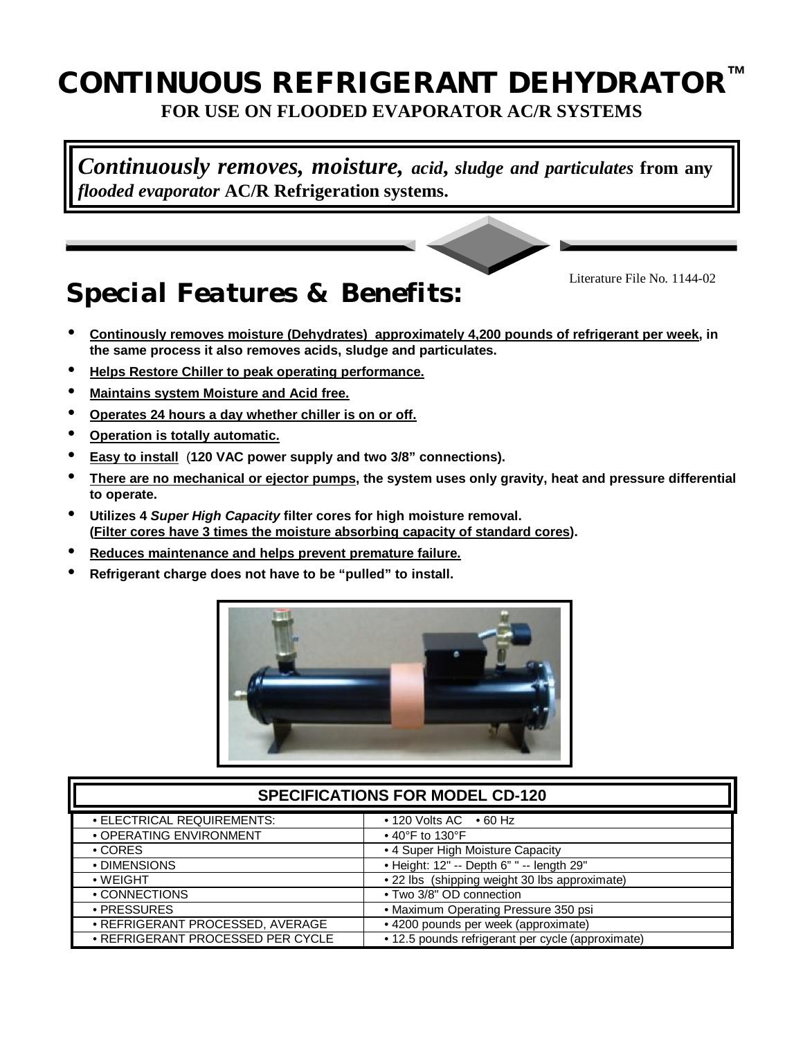# CONTINUOUS REFRIGERANT DEHYDRATOR™

**FOR USE ON FLOODED EVAPORATOR AC/R SYSTEMS**

***Continuously removes, moisture, acid, sludge and particulates*** **from any** ***flooded evaporator*** **AC/R Refrigeration systems.**

Literature File No. 1144-02

## *Special Features & Benefits:*

- **Continously removes moisture (Dehydrates) approximately 4,200 pounds of refrigerant per week, in the same process it also removes acids, sludge and particulates.**
- **Helps Restore Chiller to peak operating performance.**
- **Maintains system Moisture and Acid free.**
- **Operates 24 hours a day whether chiller is on or off.**
- **Operation is totally automatic.**
- **Easy to install (120 VAC power supply and two 3/8" connections).**
- **There are no mechanical or ejector pumps, the system uses only gravity, heat and pressure differential to operate.**
- **Utilizes 4 *Super High Capacity* filter cores for high moisture removal. (Filter cores have 3 times the moisture absorbing capacity of standard cores).**
- **Reduces maintenance and helps prevent premature failure.**
- **Refrigerant charge does not have to be "pulled" to install.**

| SPECIFICATIONS FOR MODEL CD-120 | |
|---|---|
| • ELECTRICAL REQUIREMENTS: | • 120 Volts AC • 60 Hz |
| • OPERATING ENVIRONMENT | • 40°F to 130°F |
| • CORES | • 4 Super High Moisture Capacity |
| • DIMENSIONS | • Height: 12" -- Depth 6" " -- length 29" |
| • WEIGHT | • 22 lbs (shipping weight 30 lbs approximate) |
| • CONNECTIONS | • Two 3/8" OD connection |
| • PRESSURES | • Maximum Operating Pressure 350 psi |
| • REFRIGERANT PROCESSED, AVERAGE | • 4200 pounds per week (approximate) |
| • REFRIGERANT PROCESSED PER CYCLE | • 12.5 pounds refrigerant per cycle (approximate) |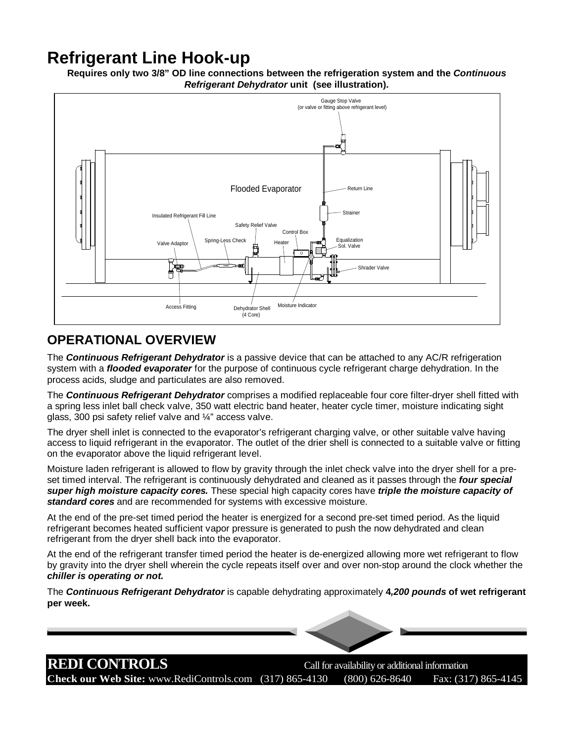# Refrigerant Line Hook-up

**Requires only two 3/8" OD line connections between the refrigeration system and the *Continuous Refrigerant Dehydrator* unit (see illustration).**

Gauge Stop Valve
(or valve or fitting above refrigerant level)

Flooded Evaporator

Return Line

Strainer

Insulated Refrigerant Fill Line

Safety Relief Valve

Control Box

Valve Adaptor

Spring-Less Check

Heater

Equalization
Sol. Valve

Shrader Valve

Access Fitting

Dehydrator Shell
(4 Core)

Moisture Indicator

## OPERATIONAL OVERVIEW

The ***Continuous Refrigerant Dehydrator*** is a passive device that can be attached to any AC/R refrigeration system with a ***flooded evaporater*** for the purpose of continuous cycle refrigerant charge dehydration. In the process acids, sludge and particulates are also removed.

The ***Continuous Refrigerant Dehydrator*** comprises a modified replaceable four core filter-dryer shell fitted with a spring less inlet ball check valve, 350 watt electric band heater, heater cycle timer, moisture indicating sight glass, 300 psi safety relief valve and ¼" access valve.

The dryer shell inlet is connected to the evaporator's refrigerant charging valve, or other suitable valve having access to liquid refrigerant in the evaporator. The outlet of the drier shell is connected to a suitable valve or fitting on the evaporator above the liquid refrigerant level.

Moisture laden refrigerant is allowed to flow by gravity through the inlet check valve into the dryer shell for a pre-set timed interval. The refrigerant is continuously dehydrated and cleaned as it passes through the ***four special super high moisture capacity cores.*** These special high capacity cores have ***triple the moisture capacity of standard cores*** and are recommended for systems with excessive moisture.

At the end of the pre-set timed period the heater is energized for a second pre-set timed period. As the liquid refrigerant becomes heated sufficient vapor pressure is generated to push the now dehydrated and clean refrigerant from the dryer shell back into the evaporator.

At the end of the refrigerant transfer timed period the heater is de-energized allowing more wet refrigerant to flow by gravity into the dryer shell wherein the cycle repeats itself over and over non-stop around the clock whether the ***chiller is operating or not.***

The ***Continuous Refrigerant Dehydrator*** is capable dehydrating approximately ***4,200 pounds*** **of wet refrigerant per week.**

**REDI CONTROLS** Call for availability or additional information

**Check our Web Site:** www.RediControls.com (317) 865-4130 (800) 626-8640 Fax: (317) 865-4145